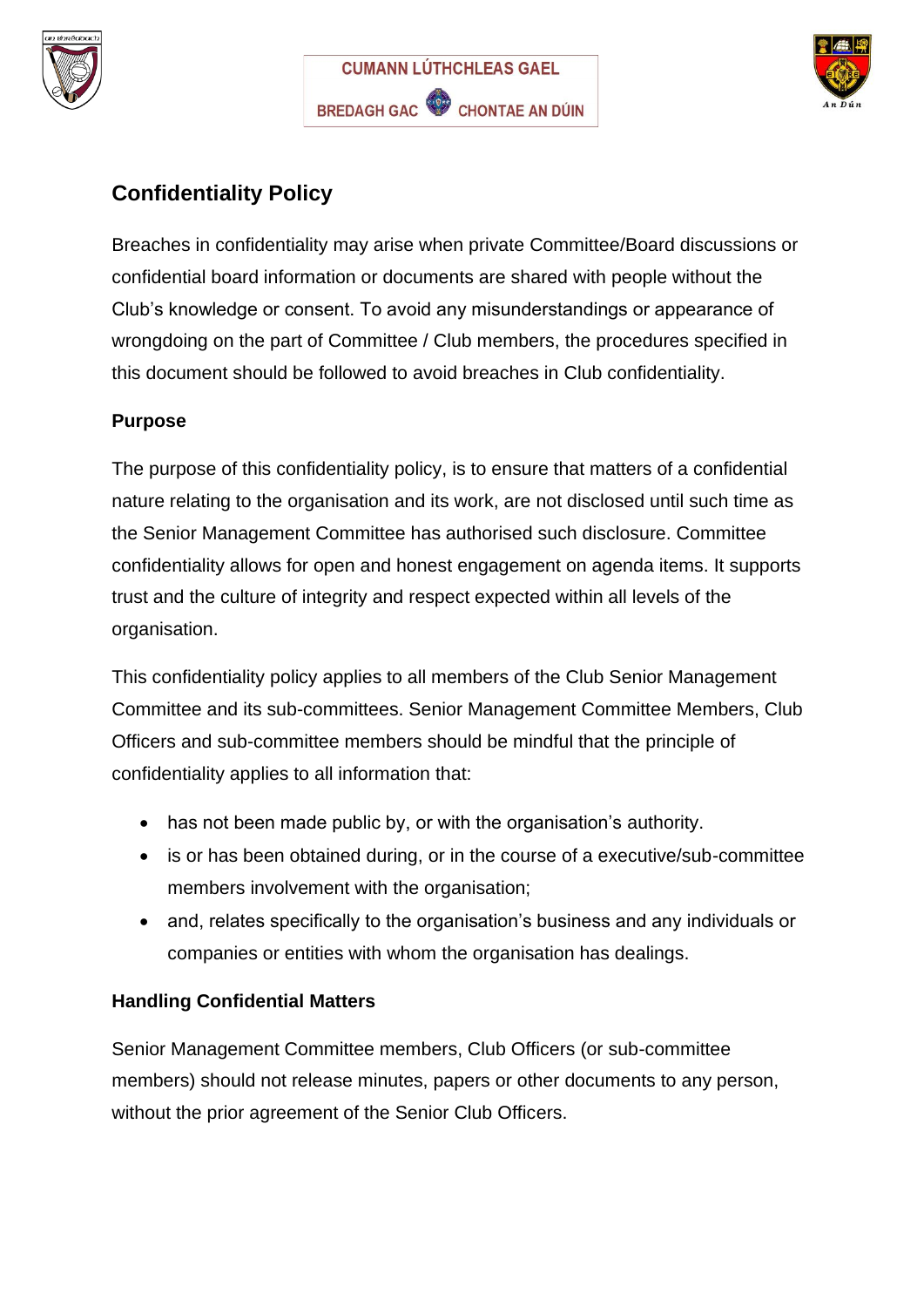CUMANN LÚTHCHLEAS GAEL

BREDAGH GAC CHONTAE AN DÚIN

## Confidentiality Policy

Breaches in confidentiality may arise when private Committee/Board discussions or confidential board information or documents are shared with people without the Club's knowledge or consent. To avoid any misunderstandings or appearance of wrongdoing on the part of Committee / Club members, the procedures specified in this document should be followed to avoid breaches in Club confidentiality.

### Purpose

The purpose of this confidentiality policy, is to ensure that matters of a confidential nature relating to the organisation and its work, are not disclosed until such time as the Senior Management Committee has authorised such disclosure. Committee confidentiality allows for open and honest engagement on agenda items. It supports trust and the culture of integrity and respect expected within all levels of the organisation.

This confidentiality policy applies to all members of the Club Senior Management Committee and its sub-committees. Senior Management Committee Members, Club Officers and sub-committee members should be mindful that the principle of confidentiality applies to all information that:

- has not been made public by, or with the organisation's authority.
- is or has been obtained during, or in the course of a executive/sub-committee members involvement with the organisation;
- and, relates specifically to the organisation's business and any individuals or companies or entities with whom the organisation has dealings.

### Handling Confidential Matters

Senior Management Committee members, Club Officers (or sub-committee members) should not release minutes, papers or other documents to any person, without the prior agreement of the Senior Club Officers.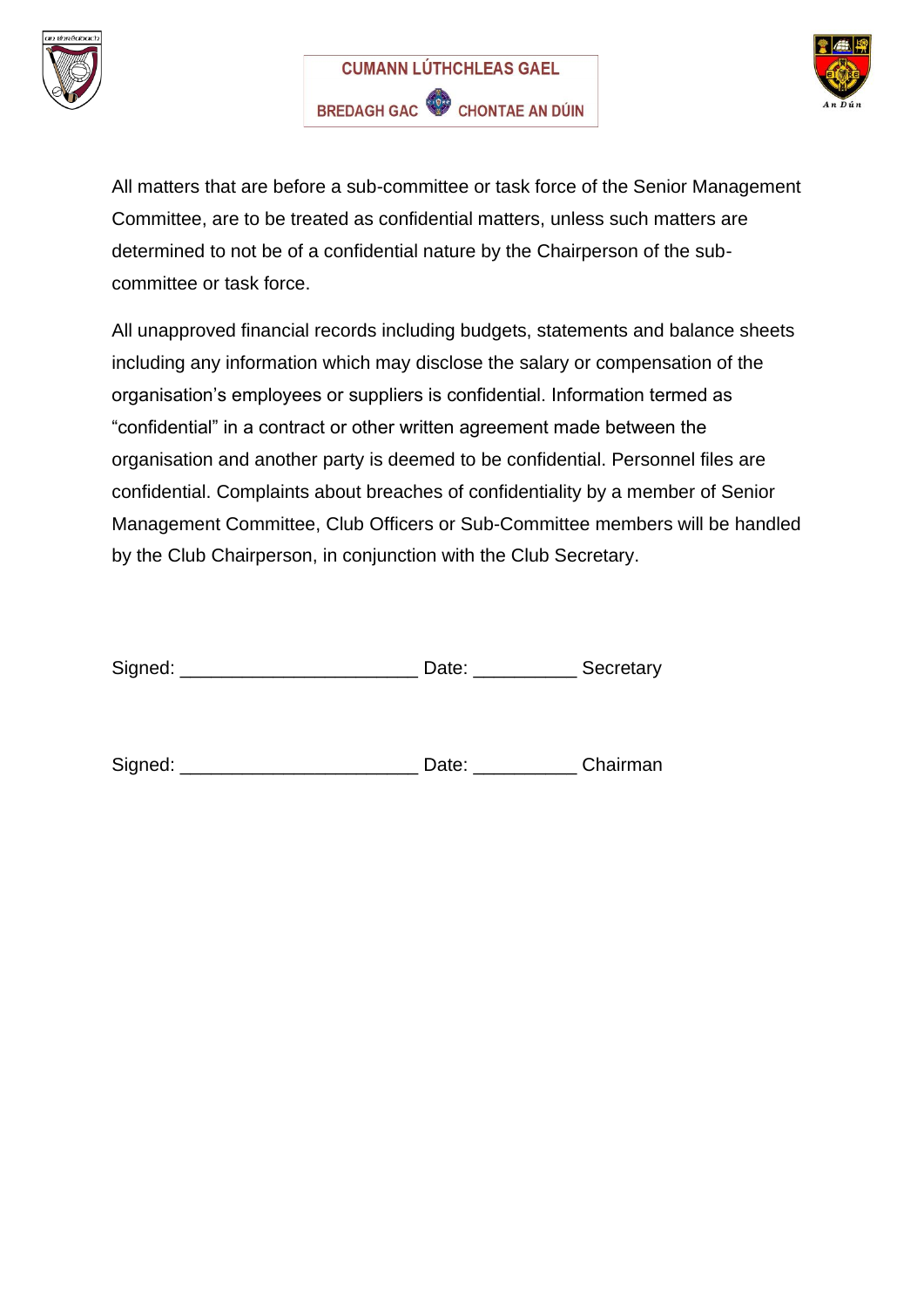CUMANN LÚTHCHLEAS GAEL

BREDAGH GAC CHONTAE AN DÚIN

All matters that are before a sub-committee or task force of the Senior Management Committee, are to be treated as confidential matters, unless such matters are determined to not be of a confidential nature by the Chairperson of the sub-committee or task force.

All unapproved financial records including budgets, statements and balance sheets including any information which may disclose the salary or compensation of the organisation's employees or suppliers is confidential. Information termed as "confidential" in a contract or other written agreement made between the organisation and another party is deemed to be confidential. Personnel files are confidential. Complaints about breaches of confidentiality by a member of Senior Management Committee, Club Officers or Sub-Committee members will be handled by the Club Chairperson, in conjunction with the Club Secretary.

Signed: ______________________ Date: __________ Secretary

Signed: ______________________ Date: __________ Chairman